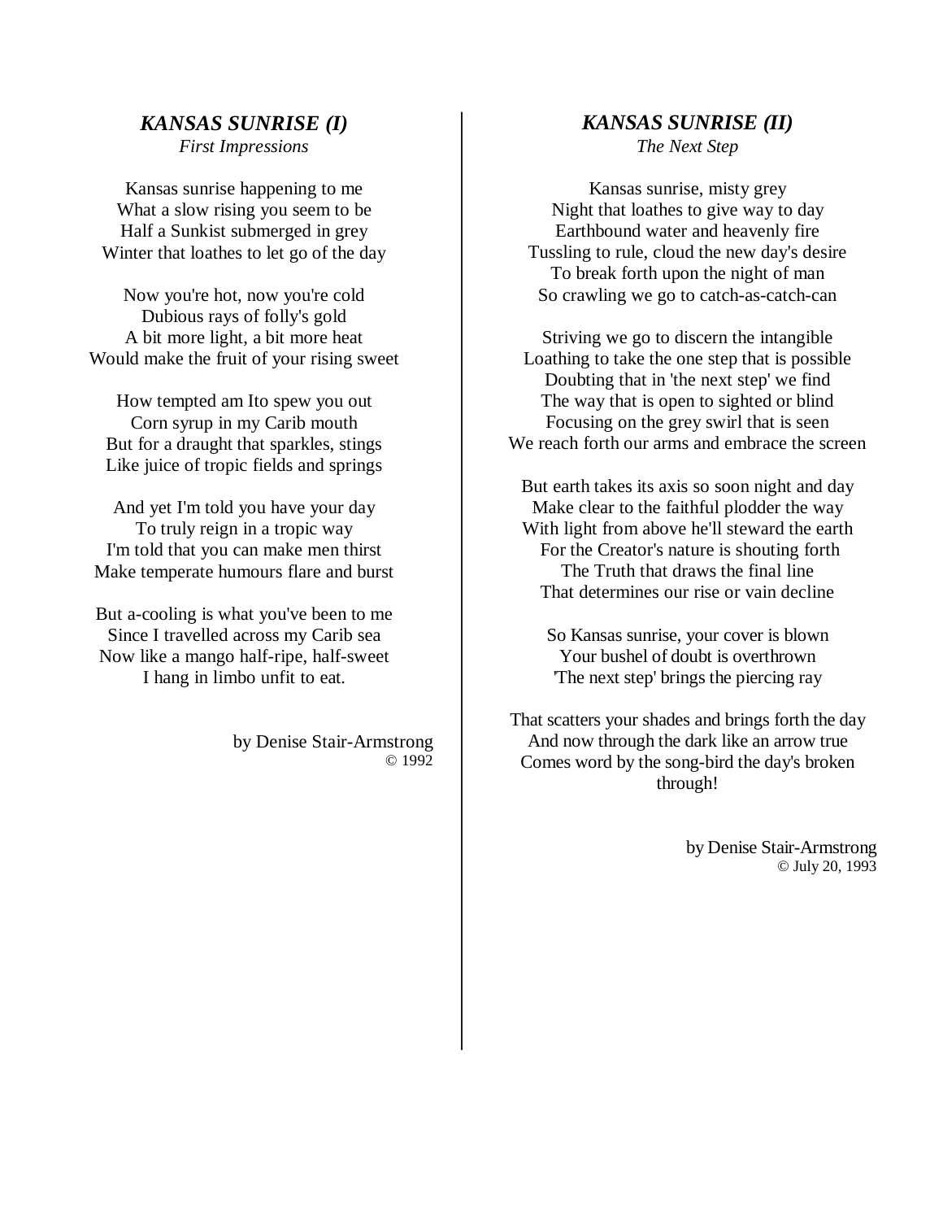## *KANSAS SUNRISE (I)*

*First Impressions*

Kansas sunrise happening to me
What a slow rising you seem to be
Half a Sunkist submerged in grey
Winter that loathes to let go of the day

Now you're hot, now you're cold
Dubious rays of folly's gold
A bit more light, a bit more heat
Would make the fruit of your rising sweet

How tempted am Ito spew you out
Corn syrup in my Carib mouth
But for a draught that sparkles, stings
Like juice of tropic fields and springs

And yet I'm told you have your day
To truly reign in a tropic way
I'm told that you can make men thirst
Make temperate humours flare and burst

But a-cooling is what you've been to me
Since I travelled across my Carib sea
Now like a mango half-ripe, half-sweet
I hang in limbo unfit to eat.

by Denise Stair-Armstrong
© 1992

## *KANSAS SUNRISE (II)*

*The Next Step*

Kansas sunrise, misty grey
Night that loathes to give way to day
Earthbound water and heavenly fire
Tussling to rule, cloud the new day's desire
To break forth upon the night of man
So crawling we go to catch-as-catch-can

Striving we go to discern the intangible
Loathing to take the one step that is possible
Doubting that in 'the next step' we find
The way that is open to sighted or blind
Focusing on the grey swirl that is seen
We reach forth our arms and embrace the screen

But earth takes its axis so soon night and day
Make clear to the faithful plodder the way
With light from above he'll steward the earth
For the Creator's nature is shouting forth
The Truth that draws the final line
That determines our rise or vain decline

So Kansas sunrise, your cover is blown
Your bushel of doubt is overthrown
'The next step' brings the piercing ray

That scatters your shades and brings forth the day
And now through the dark like an arrow true
Comes word by the song-bird the day's broken
through!

by Denise Stair-Armstrong
© July 20, 1993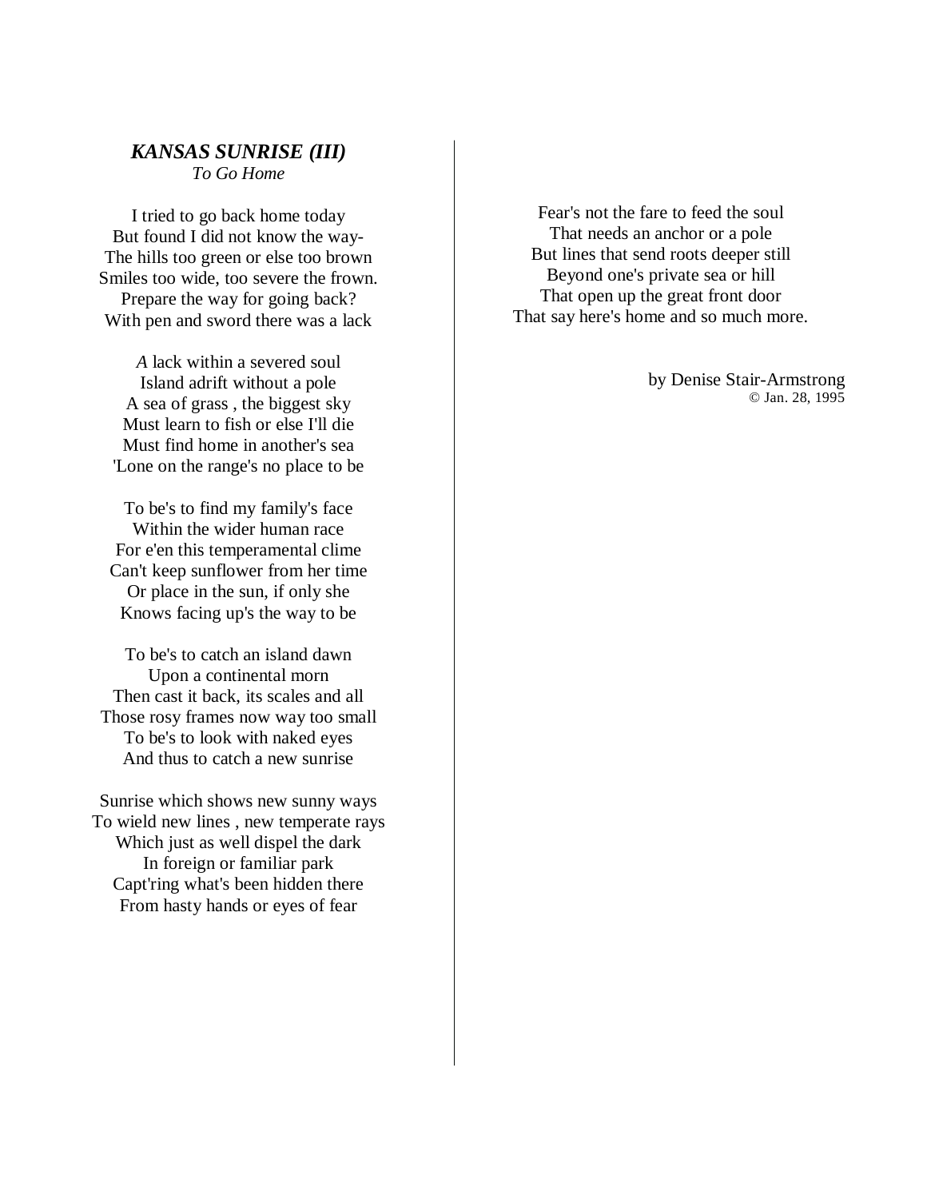### ***KANSAS SUNRISE (III)***

*To Go Home*

I tried to go back home today  
But found I did not know the way-  
The hills too green or else too brown  
Smiles too wide, too severe the frown.  
Prepare the way for going back?  
With pen and sword there was a lack

*A* lack within a severed soul  
Island adrift without a pole  
A sea of grass , the biggest sky  
Must learn to fish or else I'll die  
Must find home in another's sea  
'Lone on the range's no place to be

To be's to find my family's face  
Within the wider human race  
For e'en this temperamental clime  
Can't keep sunflower from her time  
Or place in the sun, if only she  
Knows facing up's the way to be

To be's to catch an island dawn  
Upon a continental morn  
Then cast it back, its scales and all  
Those rosy frames now way too small  
To be's to look with naked eyes  
And thus to catch a new sunrise

Sunrise which shows new sunny ways  
To wield new lines , new temperate rays  
Which just as well dispel the dark  
In foreign or familiar park  
Capt'ring what's been hidden there  
From hasty hands or eyes of fear

Fear's not the fare to feed the soul  
That needs an anchor or a pole  
But lines that send roots deeper still  
Beyond one's private sea or hill  
That open up the great front door  
That say here's home and so much more.

by Denise Stair-Armstrong  
© Jan. 28, 1995